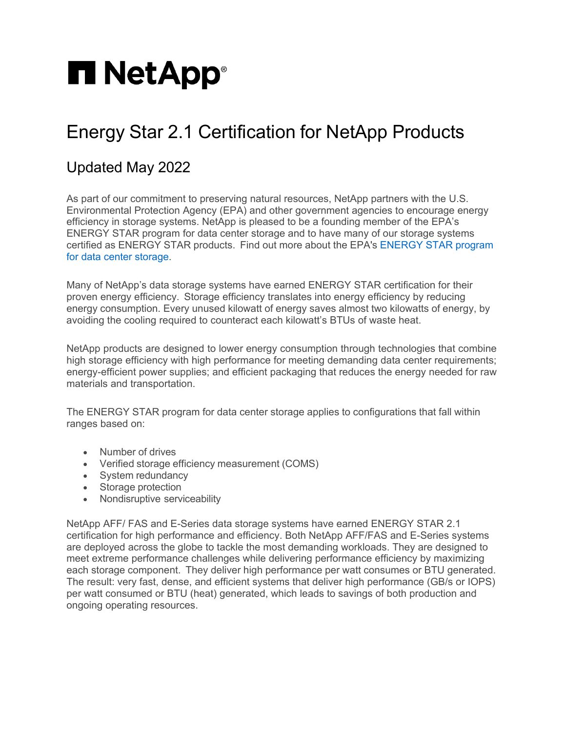# NetApp

## Energy Star 2.1 Certification for NetApp Products

### Updated May 2022

As part of our commitment to preserving natural resources, NetApp partners with the U.S. Environmental Protection Agency (EPA) and other government agencies to encourage energy efficiency in storage systems. NetApp is pleased to be a founding member of the EPA's ENERGY STAR program for data center storage and to have many of our storage systems certified as ENERGY STAR products. Find out more about the EPA's ENERGY STAR program for data center storage.

Many of NetApp's data storage systems have earned ENERGY STAR certification for their proven energy efficiency. Storage efficiency translates into energy efficiency by reducing energy consumption. Every unused kilowatt of energy saves almost two kilowatts of energy, by avoiding the cooling required to counteract each kilowatt's BTUs of waste heat.

NetApp products are designed to lower energy consumption through technologies that combine high storage efficiency with high performance for meeting demanding data center requirements; energy-efficient power supplies; and efficient packaging that reduces the energy needed for raw materials and transportation.

The ENERGY STAR program for data center storage applies to configurations that fall within ranges based on:

- Number of drives
- Verified storage efficiency measurement (COMS)
- System redundancy
- Storage protection
- Nondisruptive serviceability

NetApp AFF/ FAS and E-Series data storage systems have earned ENERGY STAR 2.1 certification for high performance and efficiency. Both NetApp AFF/FAS and E-Series systems are deployed across the globe to tackle the most demanding workloads. They are designed to meet extreme performance challenges while delivering performance efficiency by maximizing each storage component. They deliver high performance per watt consumes or BTU generated. The result: very fast, dense, and efficient systems that deliver high performance (GB/s or IOPS) per watt consumed or BTU (heat) generated, which leads to savings of both production and ongoing operating resources.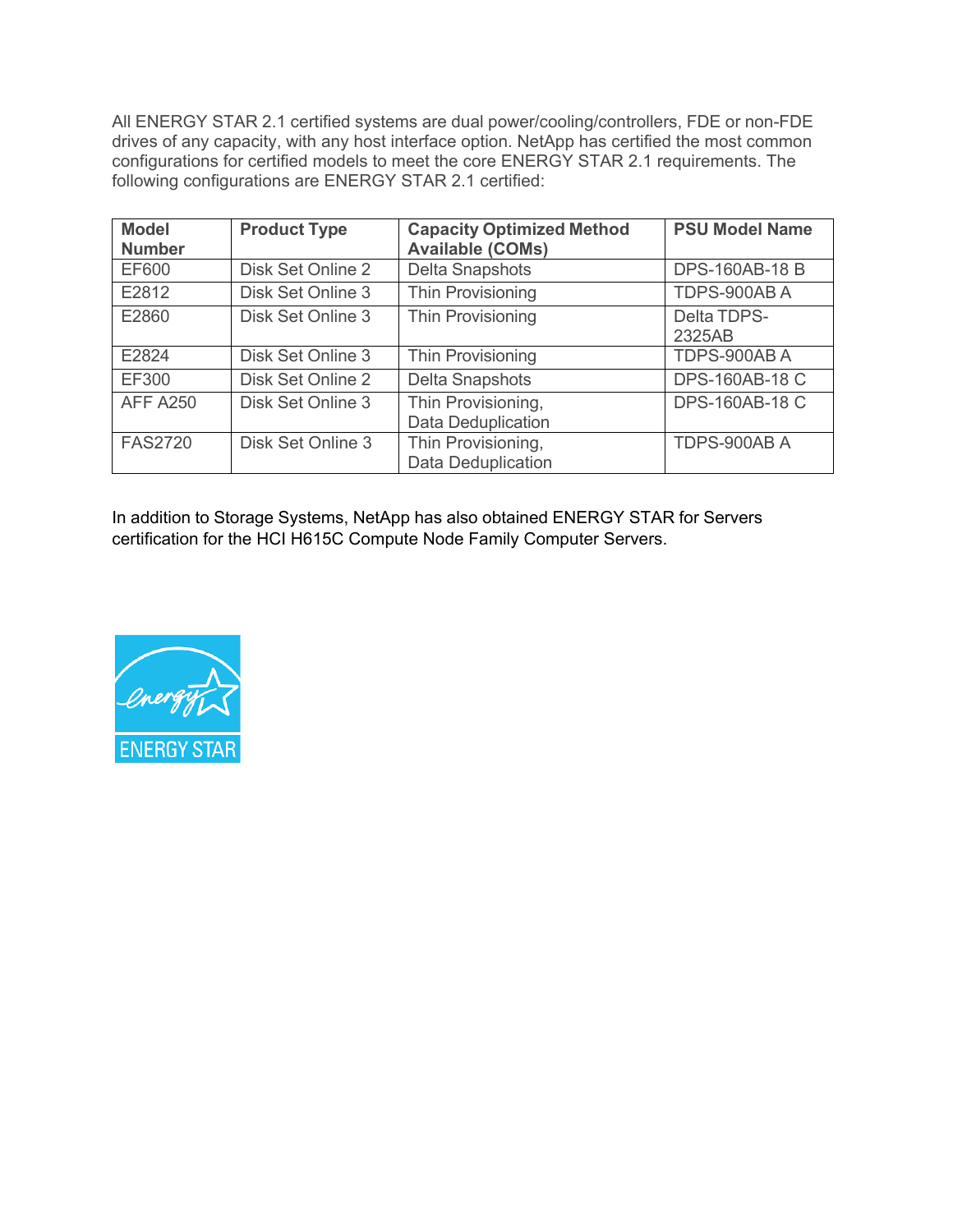All ENERGY STAR 2.1 certified systems are dual power/cooling/controllers, FDE or non-FDE drives of any capacity, with any host interface option. NetApp has certified the most common configurations for certified models to meet the core ENERGY STAR 2.1 requirements. The following configurations are ENERGY STAR 2.1 certified:

| Model Number | Product Type | Capacity Optimized Method Available (COMs) | PSU Model Name |
|---|---|---|---|
| EF600 | Disk Set Online 2 | Delta Snapshots | DPS-160AB-18 B |
| E2812 | Disk Set Online 3 | Thin Provisioning | TDPS-900AB A |
| E2860 | Disk Set Online 3 | Thin Provisioning | Delta TDPS-2325AB |
| E2824 | Disk Set Online 3 | Thin Provisioning | TDPS-900AB A |
| EF300 | Disk Set Online 2 | Delta Snapshots | DPS-160AB-18 C |
| AFF A250 | Disk Set Online 3 | Thin Provisioning, Data Deduplication | DPS-160AB-18 C |
| FAS2720 | Disk Set Online 3 | Thin Provisioning, Data Deduplication | TDPS-900AB A |

In addition to Storage Systems, NetApp has also obtained ENERGY STAR for Servers certification for the HCI H615C Compute Node Family Computer Servers.

ENERGY STAR